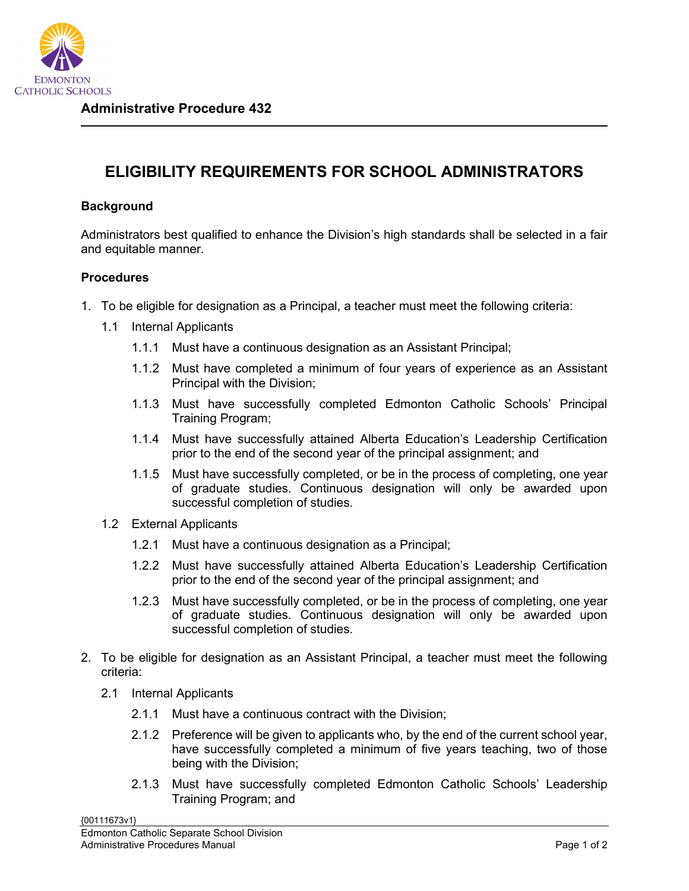**Administrative Procedure 432**

# ELIGIBILITY REQUIREMENTS FOR SCHOOL ADMINISTRATORS

## Background

Administrators best qualified to enhance the Division's high standards shall be selected in a fair and equitable manner.

## Procedures

1. To be eligible for designation as a Principal, a teacher must meet the following criteria:
   - 1.1 Internal Applicants
     - 1.1.1 Must have a continuous designation as an Assistant Principal;
     - 1.1.2 Must have completed a minimum of four years of experience as an Assistant Principal with the Division;
     - 1.1.3 Must have successfully completed Edmonton Catholic Schools' Principal Training Program;
     - 1.1.4 Must have successfully attained Alberta Education's Leadership Certification prior to the end of the second year of the principal assignment; and
     - 1.1.5 Must have successfully completed, or be in the process of completing, one year of graduate studies. Continuous designation will only be awarded upon successful completion of studies.
   - 1.2 External Applicants
     - 1.2.1 Must have a continuous designation as a Principal;
     - 1.2.2 Must have successfully attained Alberta Education's Leadership Certification prior to the end of the second year of the principal assignment; and
     - 1.2.3 Must have successfully completed, or be in the process of completing, one year of graduate studies. Continuous designation will only be awarded upon successful completion of studies.
2. To be eligible for designation as an Assistant Principal, a teacher must meet the following criteria:
   - 2.1 Internal Applicants
     - 2.1.1 Must have a continuous contract with the Division;
     - 2.1.2 Preference will be given to applicants who, by the end of the current school year, have successfully completed a minimum of five years teaching, two of those being with the Division;
     - 2.1.3 Must have successfully completed Edmonton Catholic Schools' Leadership Training Program; and

{00111673v1}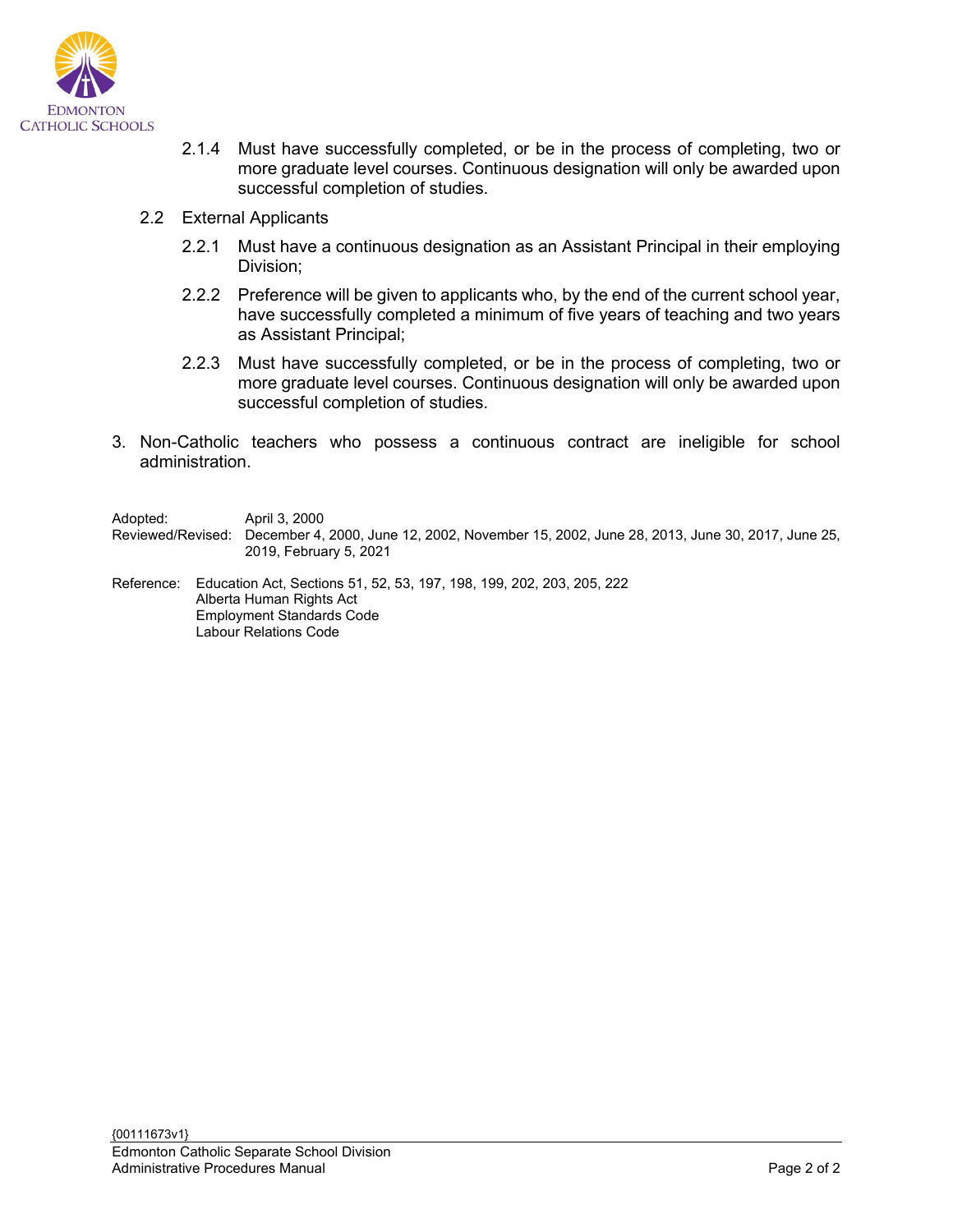2.1.4 Must have successfully completed, or be in the process of completing, two or more graduate level courses. Continuous designation will only be awarded upon successful completion of studies.

2.2 External Applicants

2.2.1 Must have a continuous designation as an Assistant Principal in their employing Division;

2.2.2 Preference will be given to applicants who, by the end of the current school year, have successfully completed a minimum of five years of teaching and two years as Assistant Principal;

2.2.3 Must have successfully completed, or be in the process of completing, two or more graduate level courses. Continuous designation will only be awarded upon successful completion of studies.

3. Non-Catholic teachers who possess a continuous contract are ineligible for school administration.

Adopted: April 3, 2000
Reviewed/Revised: December 4, 2000, June 12, 2002, November 15, 2002, June 28, 2013, June 30, 2017, June 25, 2019, February 5, 2021

Reference: Education Act, Sections 51, 52, 53, 197, 198, 199, 202, 203, 205, 222
Alberta Human Rights Act
Employment Standards Code
Labour Relations Code